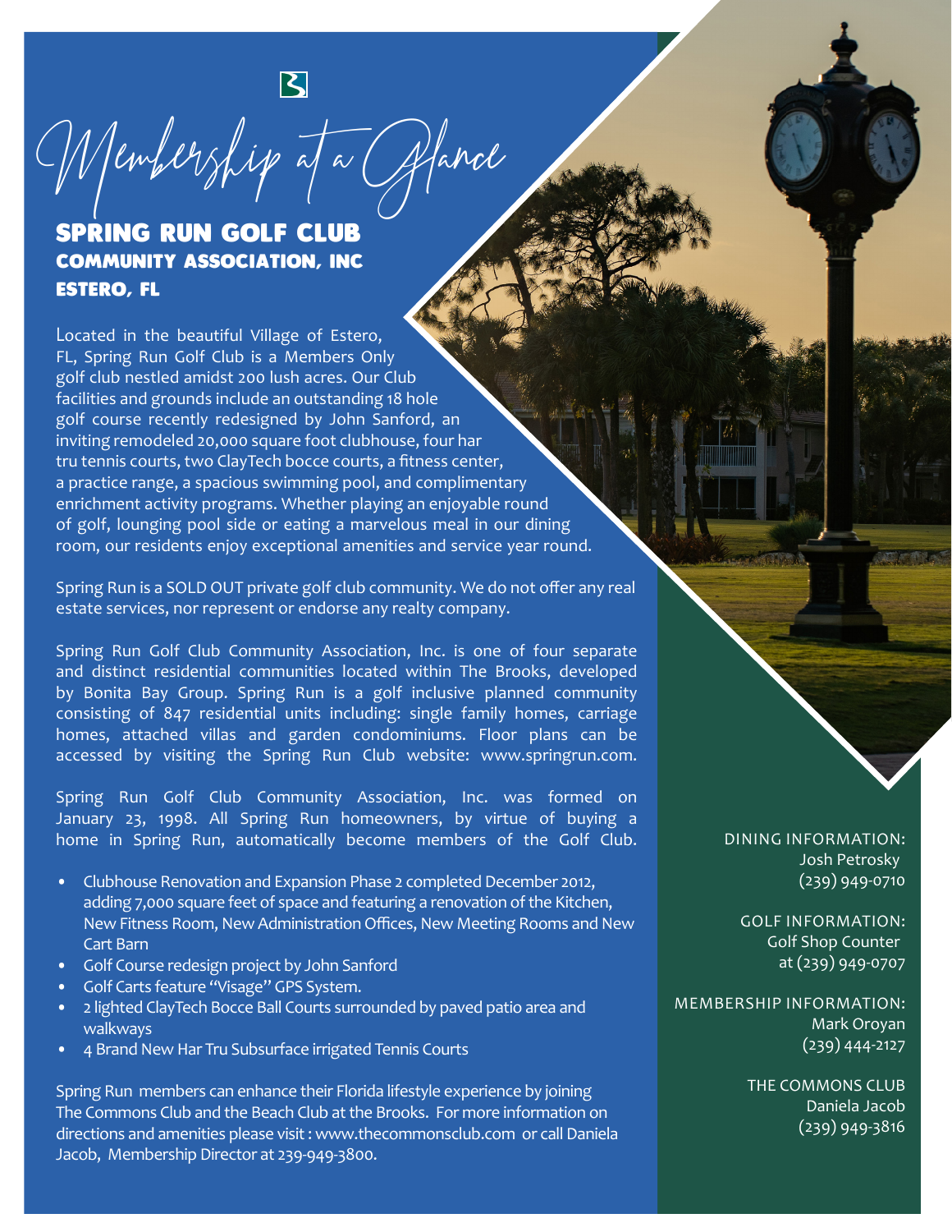# Membership at a Glance

## SPRING RUN GOLF CLUB
### COMMUNITY ASSOCIATION, INC
### ESTERO, FL

Located in the beautiful Village of Estero, FL, Spring Run Golf Club is a Members Only golf club nestled amidst 200 lush acres. Our Club facilities and grounds include an outstanding 18 hole golf course recently redesigned by John Sanford, an inviting remodeled 20,000 square foot clubhouse, four har tru tennis courts, two ClayTech bocce courts, a fitness center, a practice range, a spacious swimming pool, and complimentary enrichment activity programs. Whether playing an enjoyable round of golf, lounging pool side or eating a marvelous meal in our dining room, our residents enjoy exceptional amenities and service year round.

Spring Run is a SOLD OUT private golf club community. We do not offer any real estate services, nor represent or endorse any realty company.

Spring Run Golf Club Community Association, Inc. is one of four separate and distinct residential communities located within The Brooks, developed by Bonita Bay Group. Spring Run is a golf inclusive planned community consisting of 847 residential units including: single family homes, carriage homes, attached villas and garden condominiums. Floor plans can be accessed by visiting the Spring Run Club website: www.springrun.com.

Spring Run Golf Club Community Association, Inc. was formed on January 23, 1998. All Spring Run homeowners, by virtue of buying a home in Spring Run, automatically become members of the Golf Club.

- Clubhouse Renovation and Expansion Phase 2 completed December 2012, adding 7,000 square feet of space and featuring a renovation of the Kitchen, New Fitness Room, New Administration Offices, New Meeting Rooms and New Cart Barn
- Golf Course redesign project by John Sanford
- Golf Carts feature "Visage" GPS System.
- 2 lighted ClayTech Bocce Ball Courts surrounded by paved patio area and walkways
- 4 Brand New Har Tru Subsurface irrigated Tennis Courts

Spring Run members can enhance their Florida lifestyle experience by joining The Commons Club and the Beach Club at the Brooks. For more information on directions and amenities please visit : www.thecommonsclub.com or call Daniela Jacob, Membership Director at 239-949-3800.

DINING INFORMATION:
Josh Petrosky
(239) 949-0710

GOLF INFORMATION:
Golf Shop Counter
at (239) 949-0707

MEMBERSHIP INFORMATION:
Mark Oroyan
(239) 444-2127

THE COMMONS CLUB
Daniela Jacob
(239) 949-3816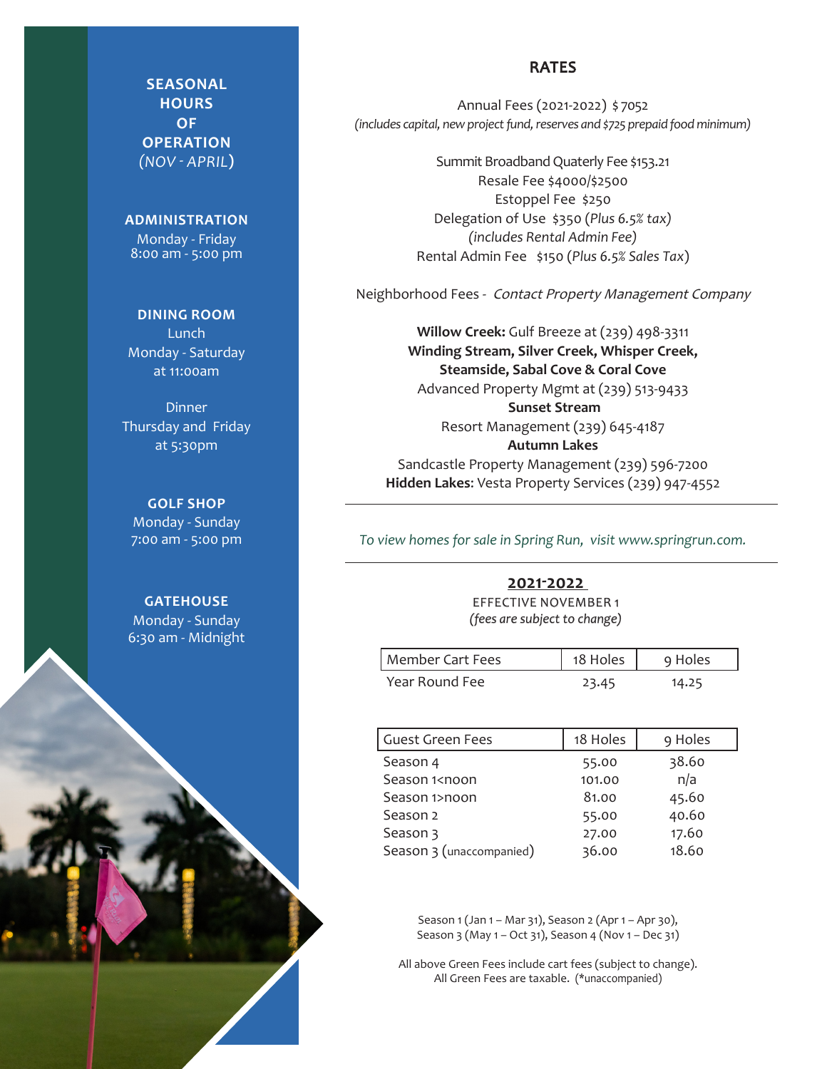## SEASONAL HOURS OF OPERATION *(NOV - APRIL)*

**ADMINISTRATION**
Monday - Friday
8:00 am - 5:00 pm

**DINING ROOM**
Lunch
Monday - Saturday
at 11:00am

Dinner
Thursday and Friday
at 5:30pm

**GOLF SHOP**
Monday - Sunday
7:00 am - 5:00 pm

**GATEHOUSE**
Monday - Sunday
6:30 am - Midnight

## RATES

Annual Fees (2021-2022) $ 7052
*(includes capital, new project fund, reserves and $725 prepaid food minimum)*

Summit Broadband Quaterly Fee $153.21
Resale Fee $4000/$2500
Estoppel Fee $250
Delegation of Use $350 (*Plus 6.5% tax*)
*(includes Rental Admin Fee)*
Rental Admin Fee $150 (*Plus 6.5% Sales Tax*)

Neighborhood Fees - *Contact Property Management Company*

**Willow Creek:** Gulf Breeze at (239) 498-3311
**Winding Stream, Silver Creek, Whisper Creek, Steamside, Sabal Cove & Coral Cove**
Advanced Property Mgmt at (239) 513-9433
**Sunset Stream**
Resort Management (239) 645-4187
**Autumn Lakes**
Sandcastle Property Management (239) 596-7200
**Hidden Lakes**: Vesta Property Services (239) 947-4552

---

*To view homes for sale in Spring Run, visit www.springrun.com.*

---

**2021-2022**
EFFECTIVE NOVEMBER 1
*(fees are subject to change)*

| Member Cart Fees | 18 Holes | 9 Holes |
|---|---|---|
| Year Round Fee | 23.45 | 14.25 |

| Guest Green Fees | 18 Holes | 9 Holes |
|---|---|---|
| Season 4 | 55.00 | 38.60 |
| Season 1<noon | 101.00 | n/a |
| Season 1>noon | 81.00 | 45.60 |
| Season 2 | 55.00 | 40.60 |
| Season 3 | 27.00 | 17.60 |
| Season 3 (unaccompanied) | 36.00 | 18.60 |

Season 1 (Jan 1 – Mar 31), Season 2 (Apr 1 – Apr 30),
Season 3 (May 1 – Oct 31), Season 4 (Nov 1 – Dec 31)

All above Green Fees include cart fees (subject to change).
All Green Fees are taxable. (*unaccompanied)